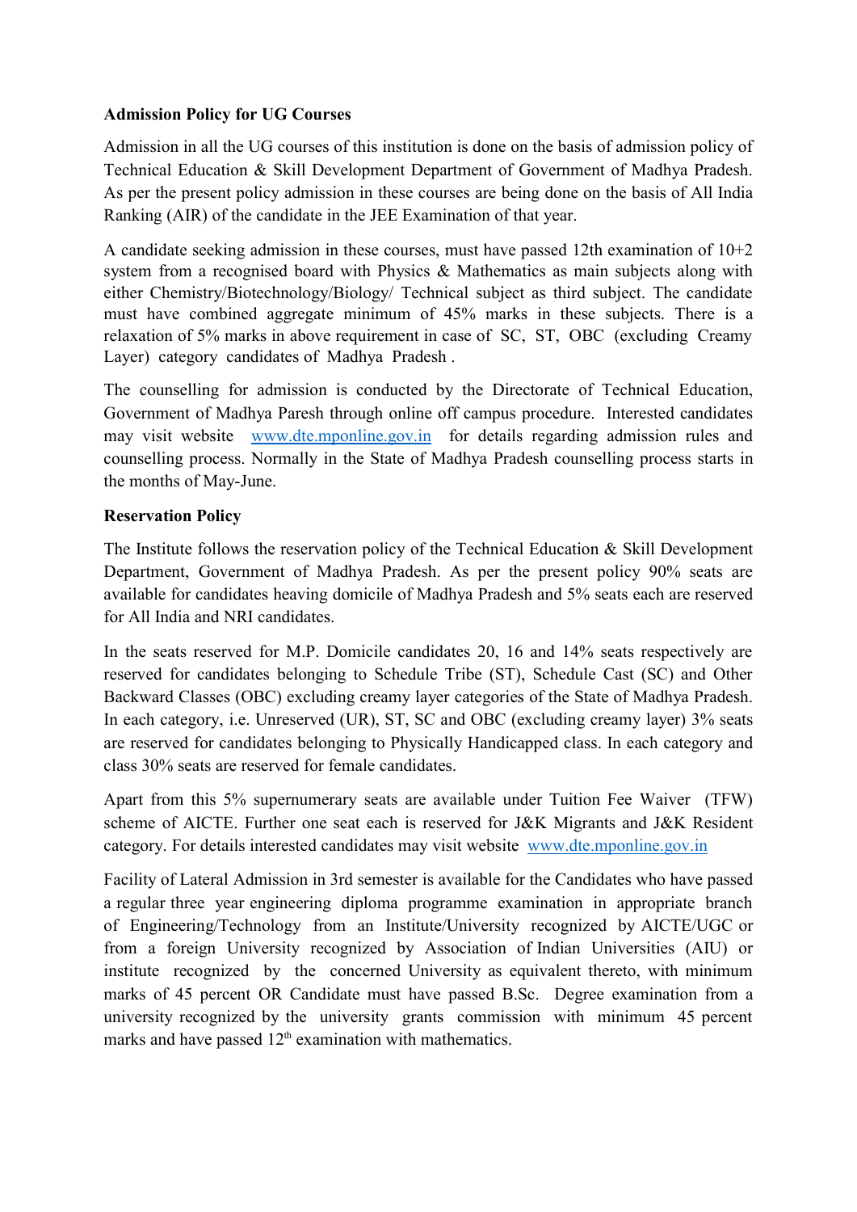**Admission Policy for UG Courses**

Admission in all the UG courses of this institution is done on the basis of admission policy of Technical Education & Skill Development Department of Government of Madhya Pradesh. As per the present policy admission in these courses are being done on the basis of All India Ranking (AIR) of the candidate in the JEE Examination of that year.

A candidate seeking admission in these courses, must have passed 12th examination of 10+2 system from a recognised board with Physics & Mathematics as main subjects along with either Chemistry/Biotechnology/Biology/ Technical subject as third subject. The candidate must have combined aggregate minimum of 45% marks in these subjects. There is a relaxation of 5% marks in above requirement in case of SC, ST, OBC (excluding Creamy Layer) category candidates of Madhya Pradesh .

The counselling for admission is conducted by the Directorate of Technical Education, Government of Madhya Paresh through online off campus procedure. Interested candidates may visit website [www.dte.mponline.gov.in](http://www.dte.mponline.gov.in) for details regarding admission rules and counselling process. Normally in the State of Madhya Pradesh counselling process starts in the months of May-June.

**Reservation Policy**

The Institute follows the reservation policy of the Technical Education & Skill Development Department, Government of Madhya Pradesh. As per the present policy 90% seats are available for candidates heaving domicile of Madhya Pradesh and 5% seats each are reserved for All India and NRI candidates.

In the seats reserved for M.P. Domicile candidates 20, 16 and 14% seats respectively are reserved for candidates belonging to Schedule Tribe (ST), Schedule Cast (SC) and Other Backward Classes (OBC) excluding creamy layer categories of the State of Madhya Pradesh. In each category, i.e. Unreserved (UR), ST, SC and OBC (excluding creamy layer) 3% seats are reserved for candidates belonging to Physically Handicapped class. In each category and class 30% seats are reserved for female candidates.

Apart from this 5% supernumerary seats are available under Tuition Fee Waiver (TFW) scheme of AICTE. Further one seat each is reserved for J&K Migrants and J&K Resident category. For details interested candidates may visit website [www.dte.mponline.gov.in](http://www.dte.mponline.gov.in)

Facility of Lateral Admission in 3rd semester is available for the Candidates who have passed a regular three year engineering diploma programme examination in appropriate branch of Engineering/Technology from an Institute/University recognized by AICTE/UGC or from a foreign University recognized by Association of Indian Universities (AIU) or institute recognized by the concerned University as equivalent thereto, with minimum marks of 45 percent OR Candidate must have passed B.Sc. Degree examination from a university recognized by the university grants commission with minimum 45 percent marks and have passed 12th examination with mathematics.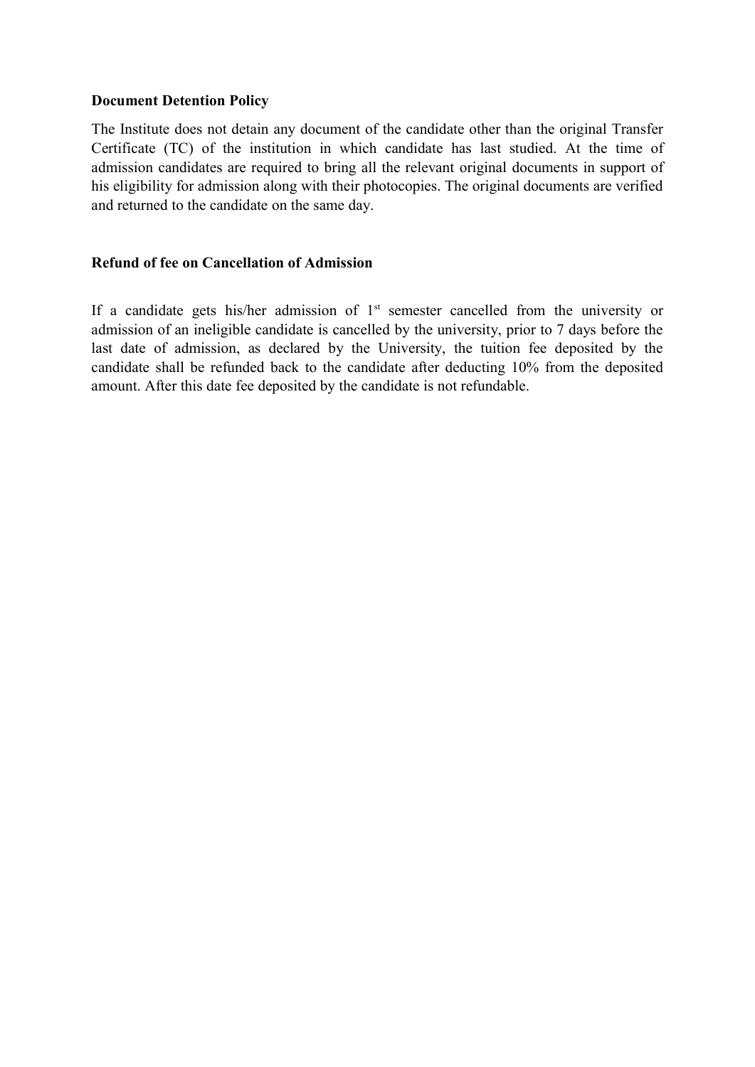**Document Detention Policy**

The Institute does not detain any document of the candidate other than the original Transfer Certificate (TC) of the institution in which candidate has last studied. At the time of admission candidates are required to bring all the relevant original documents in support of his eligibility for admission along with their photocopies. The original documents are verified and returned to the candidate on the same day.

**Refund of fee on Cancellation of Admission**

If a candidate gets his/her admission of 1st semester cancelled from the university or admission of an ineligible candidate is cancelled by the university, prior to 7 days before the last date of admission, as declared by the University, the tuition fee deposited by the candidate shall be refunded back to the candidate after deducting 10% from the deposited amount. After this date fee deposited by the candidate is not refundable.